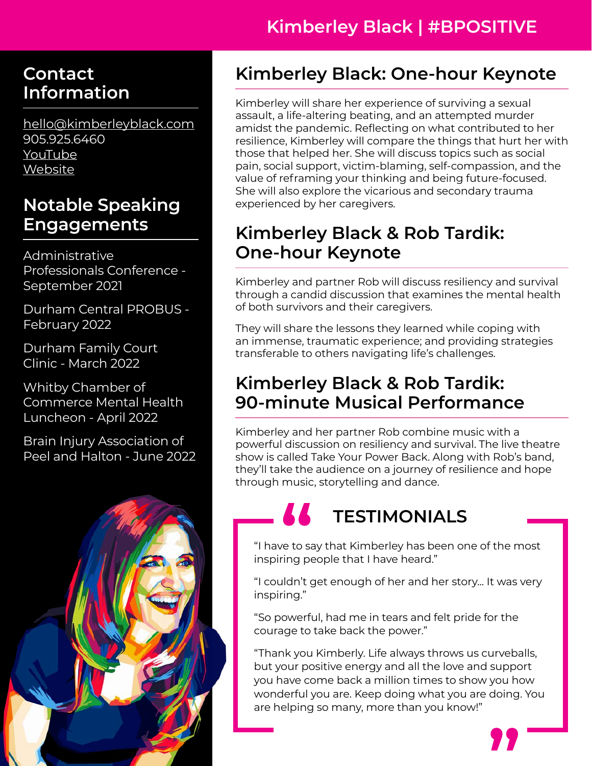# Kimberley Black | #BPOSITIVE

## Contact Information

hello@kimberleyblack.com
905.925.6460
YouTube
Website

## Notable Speaking Engagements

Administrative Professionals Conference - September 2021

Durham Central PROBUS - February 2022

Durham Family Court Clinic - March 2022

Whitby Chamber of Commerce Mental Health Luncheon - April 2022

Brain Injury Association of Peel and Halton - June 2022

## Kimberley Black: One-hour Keynote

Kimberley will share her experience of surviving a sexual assault, a life-altering beating, and an attempted murder amidst the pandemic. Reflecting on what contributed to her resilience, Kimberley will compare the things that hurt her with those that helped her. She will discuss topics such as social pain, social support, victim-blaming, self-compassion, and the value of reframing your thinking and being future-focused. She will also explore the vicarious and secondary trauma experienced by her caregivers.

## Kimberley Black & Rob Tardik: One-hour Keynote

Kimberley and partner Rob will discuss resiliency and survival through a candid discussion that examines the mental health of both survivors and their caregivers.

They will share the lessons they learned while coping with an immense, traumatic experience; and providing strategies transferable to others navigating life's challenges.

## Kimberley Black & Rob Tardik: 90-minute Musical Performance

Kimberley and her partner Rob combine music with a powerful discussion on resiliency and survival. The live theatre show is called Take Your Power Back. Along with Rob's band, they'll take the audience on a journey of resilience and hope through music, storytelling and dance.

## TESTIMONIALS

"I have to say that Kimberley has been one of the most inspiring people that I have heard."

"I couldn't get enough of her and her story... It was very inspiring."

"So powerful, had me in tears and felt pride for the courage to take back the power."

"Thank you Kimberly. Life always throws us curveballs, but your positive energy and all the love and support you have come back a million times to show you how wonderful you are. Keep doing what you are doing. You are helping so many, more than you know!"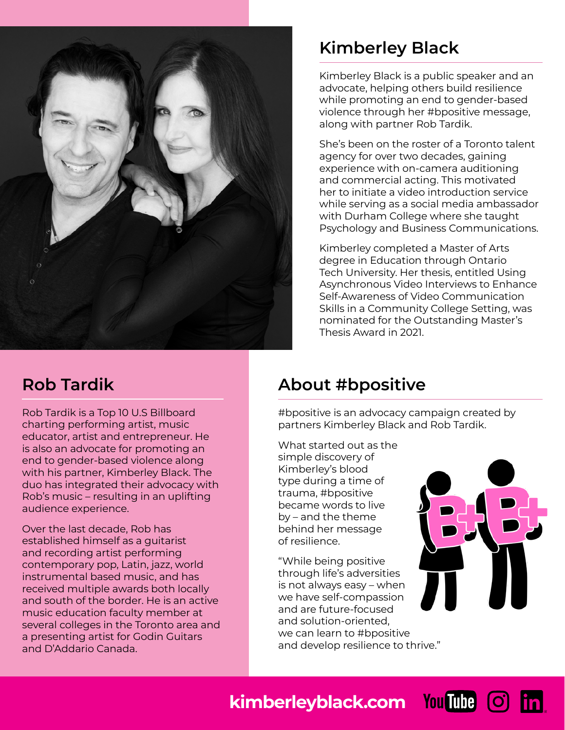## Kimberley Black

Kimberley Black is a public speaker and an advocate, helping others build resilience while promoting an end to gender-based violence through her #bpositive message, along with partner Rob Tardik.

She's been on the roster of a Toronto talent agency for over two decades, gaining experience with on-camera auditioning and commercial acting. This motivated her to initiate a video introduction service while serving as a social media ambassador with Durham College where she taught Psychology and Business Communications.

Kimberley completed a Master of Arts degree in Education through Ontario Tech University. Her thesis, entitled Using Asynchronous Video Interviews to Enhance Self-Awareness of Video Communication Skills in a Community College Setting, was nominated for the Outstanding Master's Thesis Award in 2021.

## Rob Tardik

Rob Tardik is a Top 10 U.S Billboard charting performing artist, music educator, artist and entrepreneur. He is also an advocate for promoting an end to gender-based violence along with his partner, Kimberley Black. The duo has integrated their advocacy with Rob's music – resulting in an uplifting audience experience.

Over the last decade, Rob has established himself as a guitarist and recording artist performing contemporary pop, Latin, jazz, world instrumental based music, and has received multiple awards both locally and south of the border. He is an active music education faculty member at several colleges in the Toronto area and a presenting artist for Godin Guitars and D'Addario Canada.

## About #bpositive

#bpositive is an advocacy campaign created by partners Kimberley Black and Rob Tardik.

What started out as the simple discovery of Kimberley's blood type during a time of trauma, #bpositive became words to live by – and the theme behind her message of resilience.

"While being positive through life's adversities is not always easy – when we have self-compassion and are future-focused and solution-oriented, we can learn to #bpositive and develop resilience to thrive."

**kimberleyblack.com**